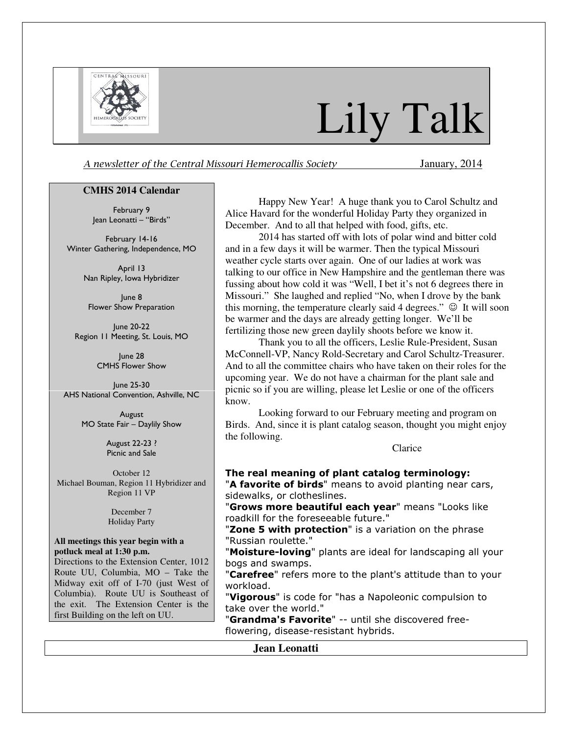# Lily Talk

*A newsletter of the Central Missouri Hemerocallis Society* January, 2014

## CMHS 2014 Calendar

February 9
Jean Leonatti – "Birds"

February 14-16
Winter Gathering, Independence, MO

April 13
Nan Ripley, Iowa Hybridizer

June 8
Flower Show Preparation

June 20-22
Region 11 Meeting, St. Louis, MO

June 28
CMHS Flower Show

June 25-30
AHS National Convention, Ashville, NC

August
MO State Fair – Daylily Show

August 22-23 ?
Picnic and Sale

October 12
Michael Bouman, Region 11 Hybridizer and Region 11 VP

December 7
Holiday Party

**All meetings this year begin with a potluck meal at 1:30 p.m.**
Directions to the Extension Center, 1012 Route UU, Columbia, MO – Take the Midway exit off of I-70 (just West of Columbia). Route UU is Southeast of the exit. The Extension Center is the first Building on the left on UU.

Happy New Year! A huge thank you to Carol Schultz and Alice Havard for the wonderful Holiday Party they organized in December. And to all that helped with food, gifts, etc.

2014 has started off with lots of polar wind and bitter cold and in a few days it will be warmer. Then the typical Missouri weather cycle starts over again. One of our ladies at work was talking to our office in New Hampshire and the gentleman there was fussing about how cold it was "Well, I bet it's not 6 degrees there in Missouri." She laughed and replied "No, when I drove by the bank this morning, the temperature clearly said 4 degrees." ☺ It will soon be warmer and the days are already getting longer. We'll be fertilizing those new green daylily shoots before we know it.

Thank you to all the officers, Leslie Rule-President, Susan McConnell-VP, Nancy Rold-Secretary and Carol Schultz-Treasurer. And to all the committee chairs who have taken on their roles for the upcoming year. We do not have a chairman for the plant sale and picnic so if you are willing, please let Leslie or one of the officers know.

Looking forward to our February meeting and program on Birds. And, since it is plant catalog season, thought you might enjoy the following.

Clarice

**The real meaning of plant catalog terminology:**

"**A favorite of birds**" means to avoid planting near cars, sidewalks, or clotheslines.

"**Grows more beautiful each year**" means "Looks like roadkill for the foreseeable future."

"**Zone 5 with protection**" is a variation on the phrase "Russian roulette."

"**Moisture-loving**" plants are ideal for landscaping all your bogs and swamps.

"**Carefree**" refers more to the plant's attitude than to your workload.

"**Vigorous**" is code for "has a Napoleonic compulsion to take over the world."

"**Grandma's Favorite**" -- until she discovered free-flowering, disease-resistant hybrids.

## Jean Leonatti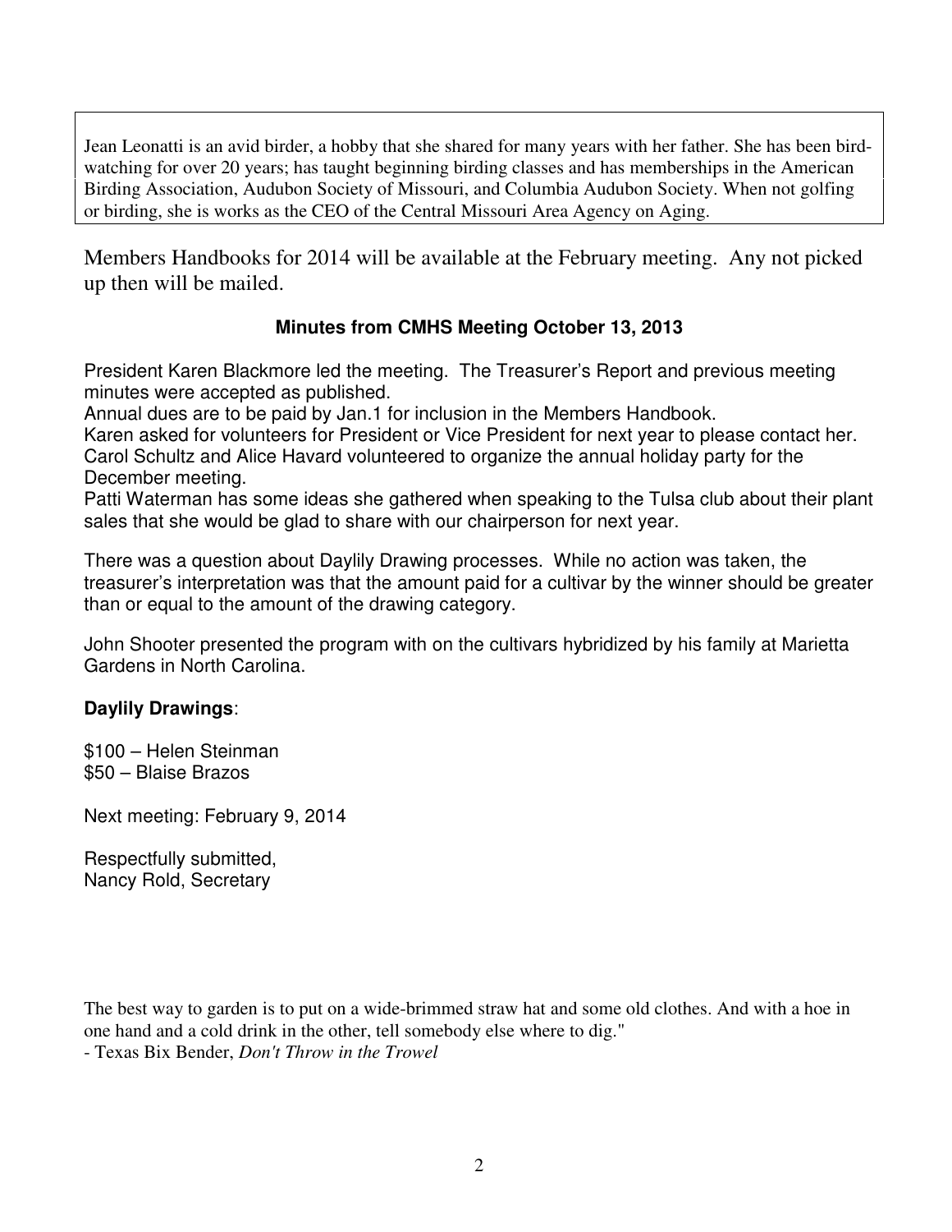Jean Leonatti is an avid birder, a hobby that she shared for many years with her father. She has been bird-watching for over 20 years; has taught beginning birding classes and has memberships in the American Birding Association, Audubon Society of Missouri, and Columbia Audubon Society. When not golfing or birding, she is works as the CEO of the Central Missouri Area Agency on Aging.

Members Handbooks for 2014 will be available at the February meeting. Any not picked up then will be mailed.

**Minutes from CMHS Meeting October 13, 2013**

President Karen Blackmore led the meeting. The Treasurer's Report and previous meeting minutes were accepted as published.
Annual dues are to be paid by Jan.1 for inclusion in the Members Handbook.
Karen asked for volunteers for President or Vice President for next year to please contact her.
Carol Schultz and Alice Havard volunteered to organize the annual holiday party for the December meeting.
Patti Waterman has some ideas she gathered when speaking to the Tulsa club about their plant sales that she would be glad to share with our chairperson for next year.

There was a question about Daylily Drawing processes. While no action was taken, the treasurer's interpretation was that the amount paid for a cultivar by the winner should be greater than or equal to the amount of the drawing category.

John Shooter presented the program with on the cultivars hybridized by his family at Marietta Gardens in North Carolina.

**Daylily Drawings**:

$100 – Helen Steinman
$50 – Blaise Brazos

Next meeting: February 9, 2014

Respectfully submitted,
Nancy Rold, Secretary

The best way to garden is to put on a wide-brimmed straw hat and some old clothes. And with a hoe in one hand and a cold drink in the other, tell somebody else where to dig."
- Texas Bix Bender, *Don't Throw in the Trowel*